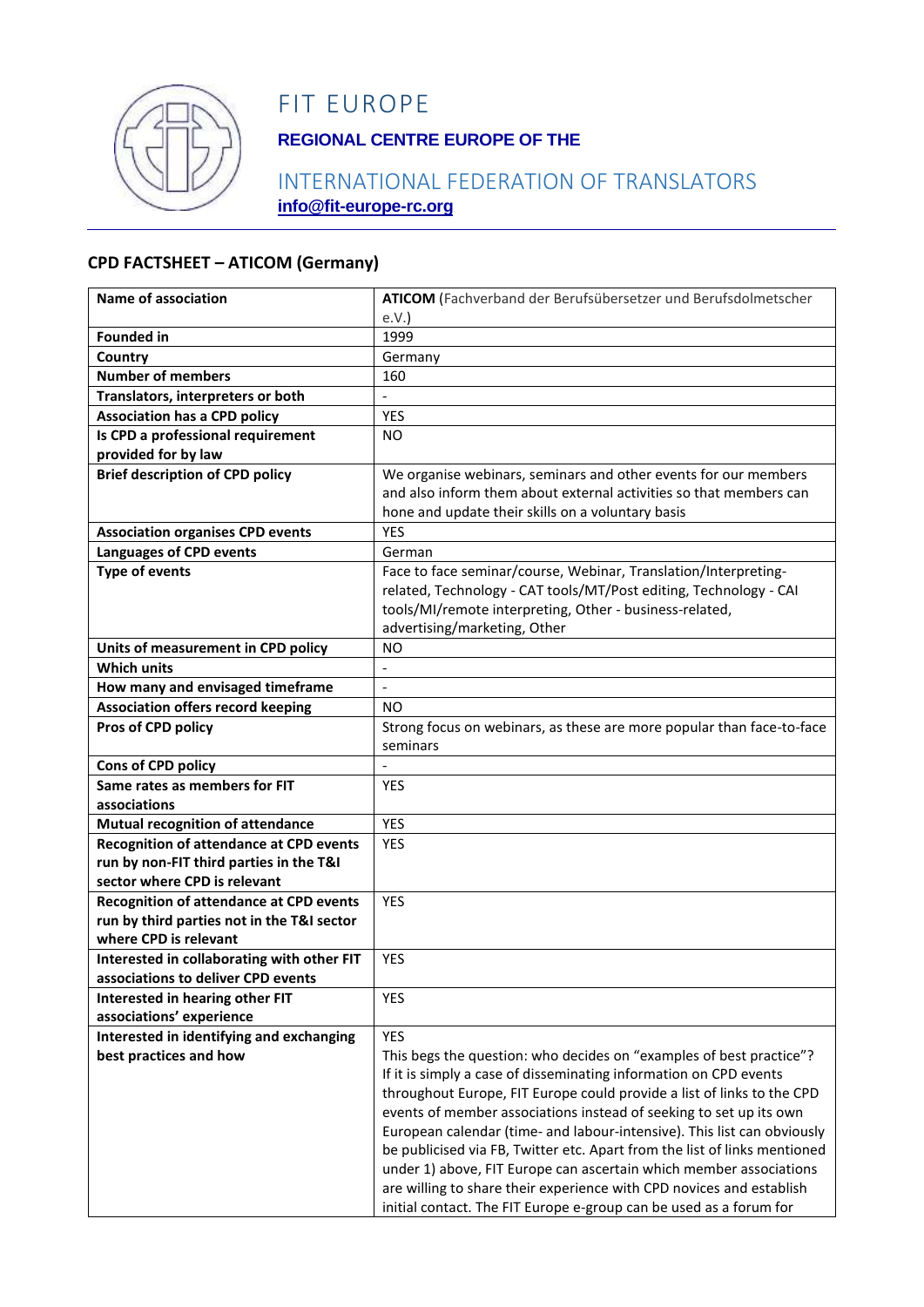# FIT EUROPE

**REGIONAL CENTRE EUROPE OF THE**

INTERNATIONAL FEDERATION OF TRANSLATORS

**info@fit-europe-rc.org**

## CPD FACTSHEET – ATICOM (Germany)

| | |
|---|---|
| **Name of association** | **ATICOM** (Fachverband der Berufsübersetzer und Berufsdolmetscher e.V.) |
| **Founded in** | 1999 |
| **Country** | Germany |
| **Number of members** | 160 |
| **Translators, interpreters or both** | - |
| **Association has a CPD policy** | YES |
| **Is CPD a professional requirement provided for by law** | NO |
| **Brief description of CPD policy** | We organise webinars, seminars and other events for our members and also inform them about external activities so that members can hone and update their skills on a voluntary basis |
| **Association organises CPD events** | YES |
| **Languages of CPD events** | German |
| **Type of events** | Face to face seminar/course, Webinar, Translation/Interpreting-related, Technology - CAT tools/MT/Post editing, Technology - CAI tools/MI/remote interpreting, Other - business-related, advertising/marketing, Other |
| **Units of measurement in CPD policy** | NO |
| **Which units** | - |
| **How many and envisaged timeframe** | - |
| **Association offers record keeping** | NO |
| **Pros of CPD policy** | Strong focus on webinars, as these are more popular than face-to-face seminars |
| **Cons of CPD policy** | - |
| **Same rates as members for FIT associations** | YES |
| **Mutual recognition of attendance** | YES |
| **Recognition of attendance at CPD events run by non-FIT third parties in the T&I sector where CPD is relevant** | YES |
| **Recognition of attendance at CPD events run by third parties not in the T&I sector where CPD is relevant** | YES |
| **Interested in collaborating with other FIT associations to deliver CPD events** | YES |
| **Interested in hearing other FIT associations' experience** | YES |
| **Interested in identifying and exchanging best practices and how** | YES<br>This begs the question: who decides on "examples of best practice"? If it is simply a case of disseminating information on CPD events throughout Europe, FIT Europe could provide a list of links to the CPD events of member associations instead of seeking to set up its own European calendar (time- and labour-intensive). This list can obviously be publicised via FB, Twitter etc. Apart from the list of links mentioned under 1) above, FIT Europe can ascertain which member associations are willing to share their experience with CPD novices and establish initial contact. The FIT Europe e-group can be used as a forum for |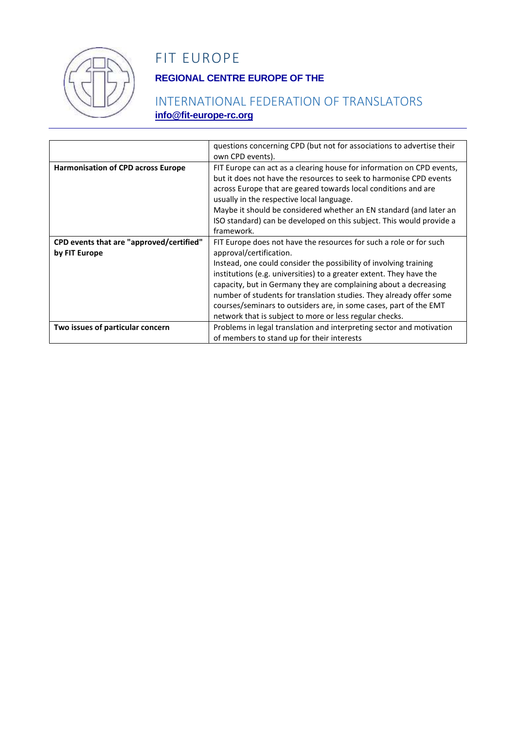# FIT EUROPE

**REGIONAL CENTRE EUROPE OF THE**

INTERNATIONAL FEDERATION OF TRANSLATORS

**info@fit-europe-rc.org**

| | |
|---|---|
| | questions concerning CPD (but not for associations to advertise their own CPD events). |
| **Harmonisation of CPD across Europe** | FIT Europe can act as a clearing house for information on CPD events, but it does not have the resources to seek to harmonise CPD events across Europe that are geared towards local conditions and are usually in the respective local language.<br>Maybe it should be considered whether an EN standard (and later an ISO standard) can be developed on this subject. This would provide a framework. |
| **CPD events that are "approved/certified" by FIT Europe** | FIT Europe does not have the resources for such a role or for such approval/certification.<br>Instead, one could consider the possibility of involving training institutions (e.g. universities) to a greater extent. They have the capacity, but in Germany they are complaining about a decreasing number of students for translation studies. They already offer some courses/seminars to outsiders are, in some cases, part of the EMT network that is subject to more or less regular checks. |
| **Two issues of particular concern** | Problems in legal translation and interpreting sector and motivation of members to stand up for their interests |